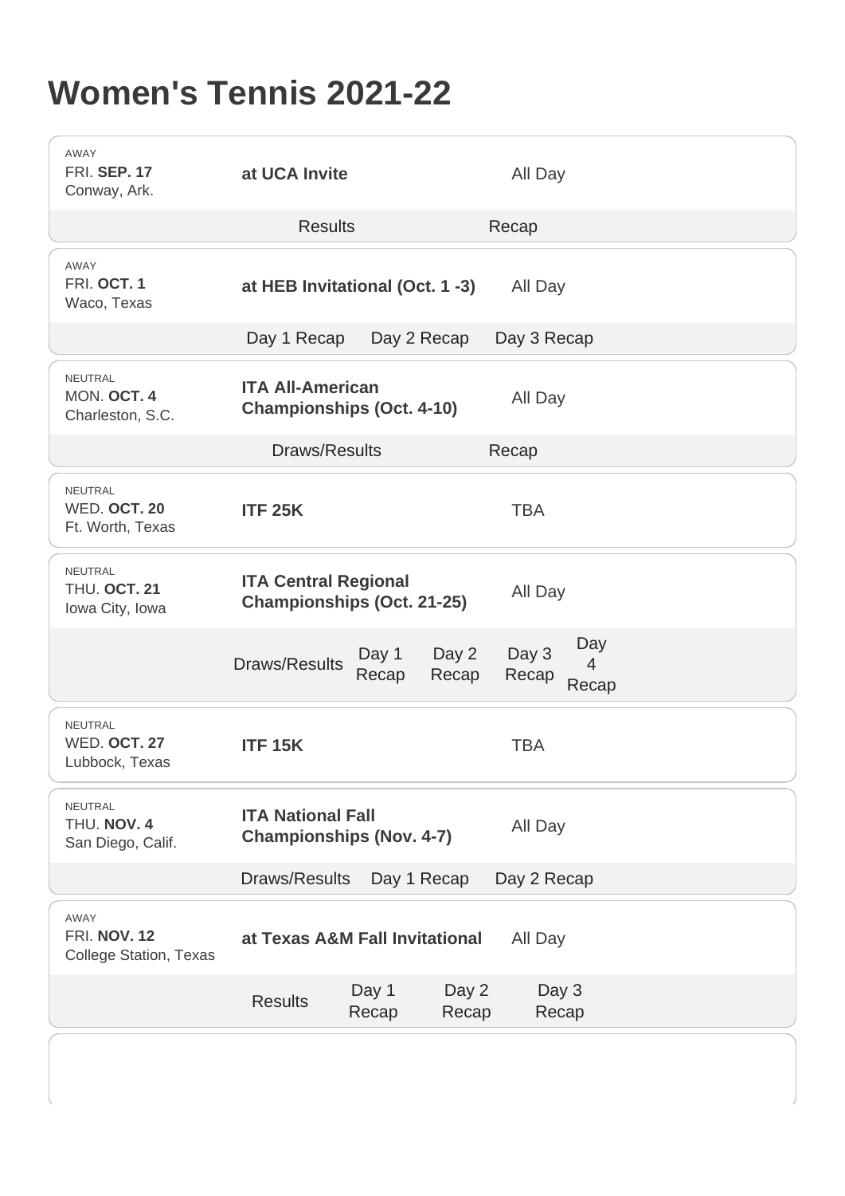# Women's Tennis 2021-22

AWAY
FRI. **SEP. 17**
Conway, Ark.

**at UCA Invite**

All Day

Results | Recap

---

AWAY
FRI. **OCT. 1**
Waco, Texas

**at HEB Invitational (Oct. 1 -3)**

All Day

Day 1 Recap | Day 2 Recap | Day 3 Recap

---

NEUTRAL
MON. **OCT. 4**
Charleston, S.C.

**ITA All-American Championships (Oct. 4-10)**

All Day

Draws/Results | Recap

---

NEUTRAL
WED. **OCT. 20**
Ft. Worth, Texas

**ITF 25K**

TBA

---

NEUTRAL
THU. **OCT. 21**
Iowa City, Iowa

**ITA Central Regional Championships (Oct. 21-25)**

All Day

Draws/Results | Day 1 Recap | Day 2 Recap | Day 3 Recap | Day 4 Recap

---

NEUTRAL
WED. **OCT. 27**
Lubbock, Texas

**ITF 15K**

TBA

---

NEUTRAL
THU. **NOV. 4**
San Diego, Calif.

**ITA National Fall Championships (Nov. 4-7)**

All Day

Draws/Results | Day 1 Recap | Day 2 Recap

---

AWAY
FRI. **NOV. 12**
College Station, Texas

**at Texas A&M Fall Invitational**

All Day

Results | Day 1 Recap | Day 2 Recap | Day 3 Recap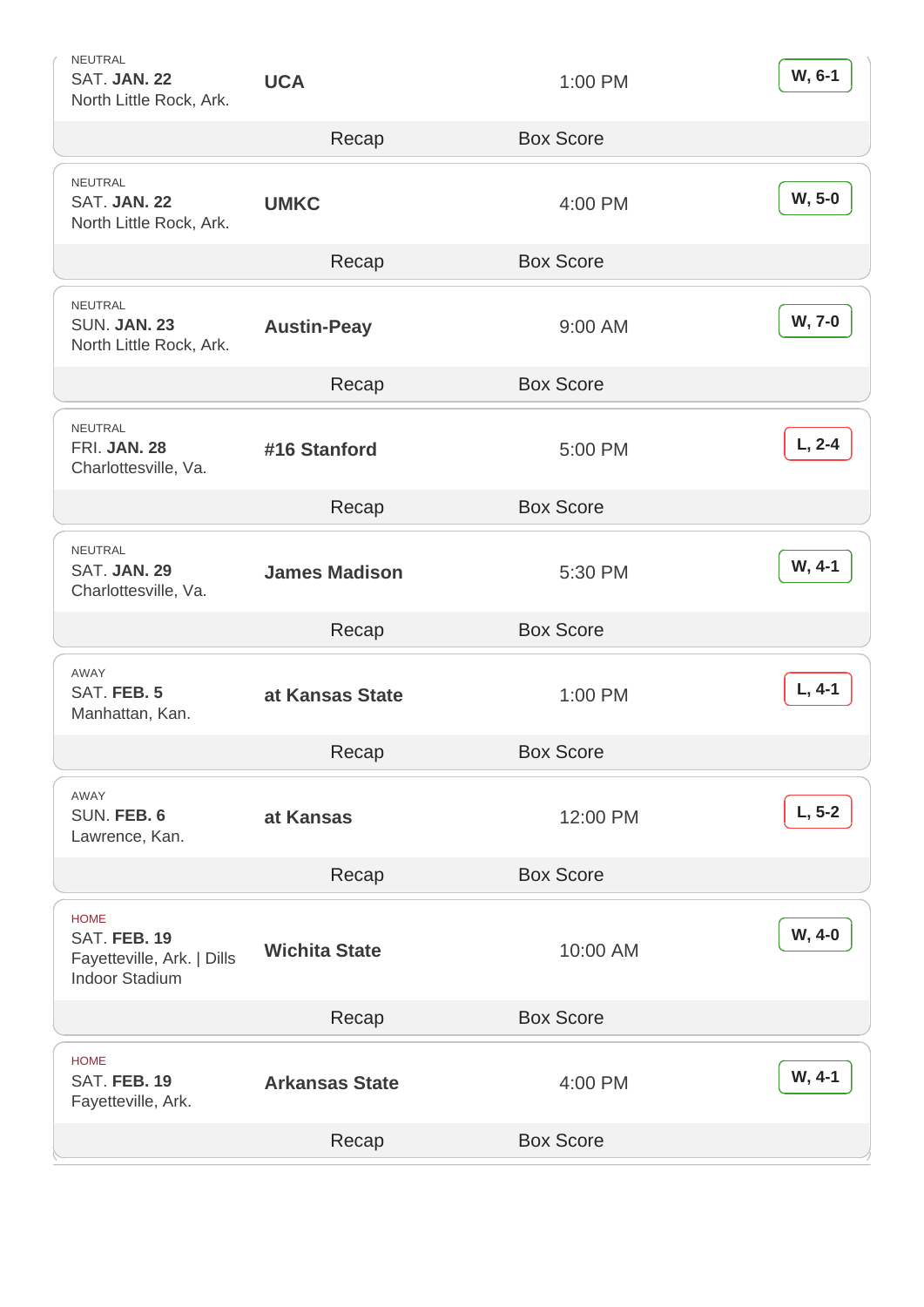| Location | Opponent | Time | Result |
|---|---|---|---|
| NEUTRAL<br>SAT. **JAN. 22**<br>North Little Rock, Ark. | **UCA** | 1:00 PM | **W, 6-1** |
| | Recap | Box Score | |
| NEUTRAL<br>SAT. **JAN. 22**<br>North Little Rock, Ark. | **UMKC** | 4:00 PM | **W, 5-0** |
| | Recap | Box Score | |
| NEUTRAL<br>SUN. **JAN. 23**<br>North Little Rock, Ark. | **Austin-Peay** | 9:00 AM | **W, 7-0** |
| | Recap | Box Score | |
| NEUTRAL<br>FRI. **JAN. 28**<br>Charlottesville, Va. | **#16 Stanford** | 5:00 PM | **L, 2-4** |
| | Recap | Box Score | |
| NEUTRAL<br>SAT. **JAN. 29**<br>Charlottesville, Va. | **James Madison** | 5:30 PM | **W, 4-1** |
| | Recap | Box Score | |
| AWAY<br>SAT. **FEB. 5**<br>Manhattan, Kan. | **at Kansas State** | 1:00 PM | **L, 4-1** |
| | Recap | Box Score | |
| AWAY<br>SUN. **FEB. 6**<br>Lawrence, Kan. | **at Kansas** | 12:00 PM | **L, 5-2** |
| | Recap | Box Score | |
| HOME<br>SAT. **FEB. 19**<br>Fayetteville, Ark. \| Dills Indoor Stadium | **Wichita State** | 10:00 AM | **W, 4-0** |
| | Recap | Box Score | |
| HOME<br>SAT. **FEB. 19**<br>Fayetteville, Ark. | **Arkansas State** | 4:00 PM | **W, 4-1** |
| | Recap | Box Score | |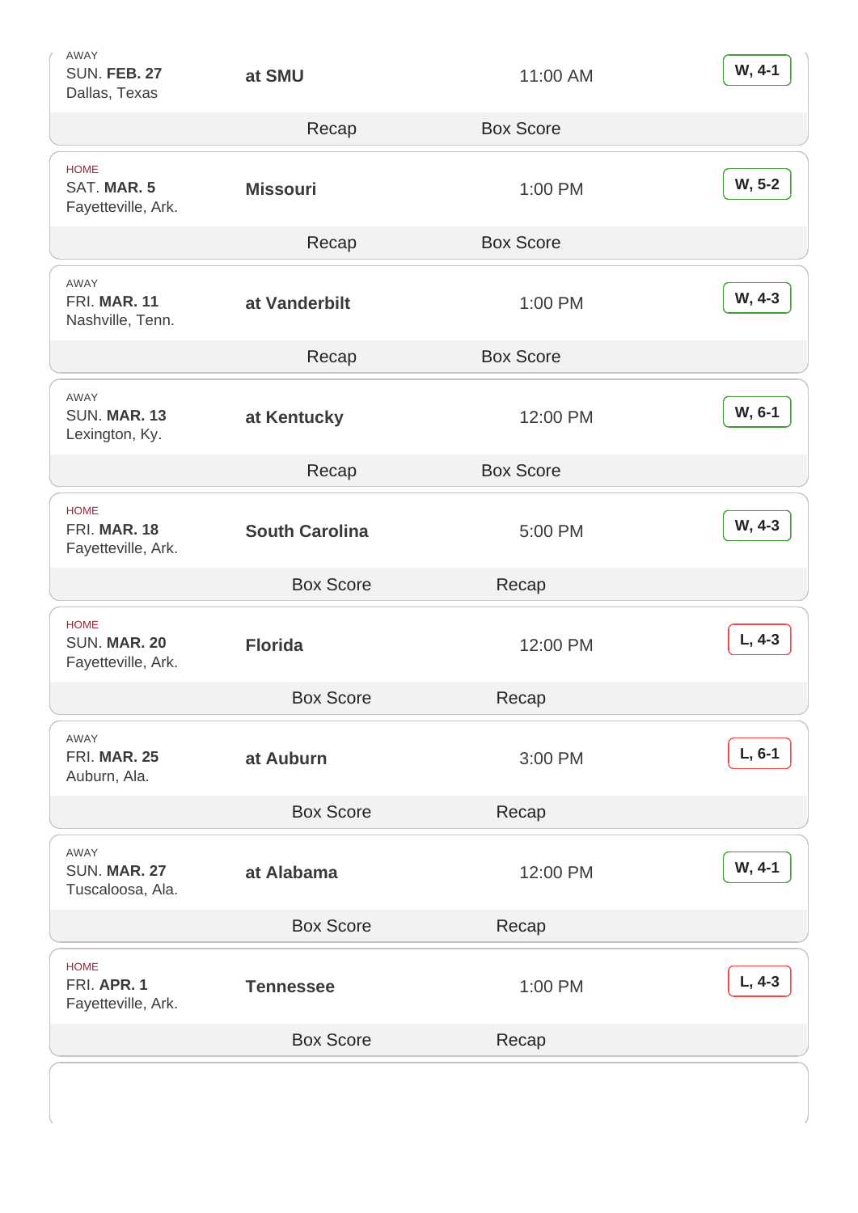AWAY
SUN. **FEB. 27**
Dallas, Texas

**at SMU**

11:00 AM

**W, 4-1**

Recap | Box Score

---

HOME
SAT. **MAR. 5**
Fayetteville, Ark.

**Missouri**

1:00 PM

**W, 5-2**

Recap | Box Score

---

AWAY
FRI. **MAR. 11**
Nashville, Tenn.

**at Vanderbilt**

1:00 PM

**W, 4-3**

Recap | Box Score

---

AWAY
SUN. **MAR. 13**
Lexington, Ky.

**at Kentucky**

12:00 PM

**W, 6-1**

Recap | Box Score

---

HOME
FRI. **MAR. 18**
Fayetteville, Ark.

**South Carolina**

5:00 PM

**W, 4-3**

Box Score | Recap

---

HOME
SUN. **MAR. 20**
Fayetteville, Ark.

**Florida**

12:00 PM

**L, 4-3**

Box Score | Recap

---

AWAY
FRI. **MAR. 25**
Auburn, Ala.

**at Auburn**

3:00 PM

**L, 6-1**

Box Score | Recap

---

AWAY
SUN. **MAR. 27**
Tuscaloosa, Ala.

**at Alabama**

12:00 PM

**W, 4-1**

Box Score | Recap

---

HOME
FRI. **APR. 1**
Fayetteville, Ark.

**Tennessee**

1:00 PM

**L, 4-3**

Box Score | Recap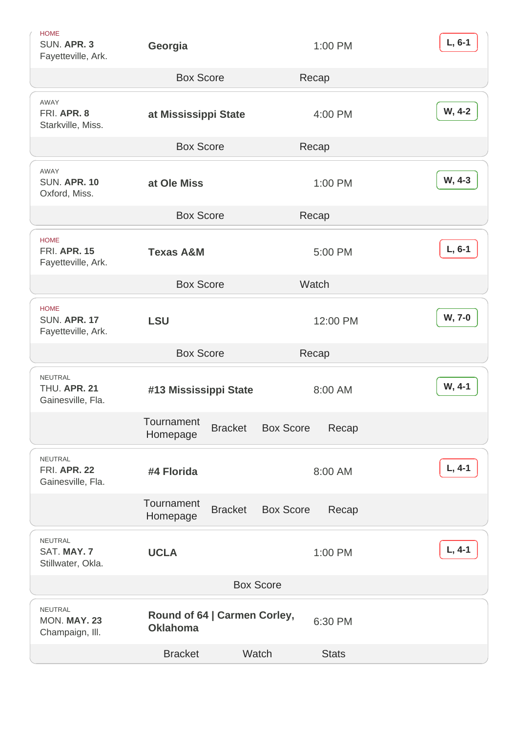| Location | Date | Opponent | Time | Result | Links |
| --- | --- | --- | --- | --- | --- |
| HOME, Fayetteville, Ark. | SUN. **APR. 3** | **Georgia** | 1:00 PM | **L, 6-1** | Box Score, Recap |
| AWAY, Starkville, Miss. | FRI. **APR. 8** | **at Mississippi State** | 4:00 PM | **W, 4-2** | Box Score, Recap |
| AWAY, Oxford, Miss. | SUN. **APR. 10** | **at Ole Miss** | 1:00 PM | **W, 4-3** | Box Score, Recap |
| HOME, Fayetteville, Ark. | FRI. **APR. 15** | **Texas A&M** | 5:00 PM | **L, 6-1** | Box Score, Watch |
| HOME, Fayetteville, Ark. | SUN. **APR. 17** | **LSU** | 12:00 PM | **W, 7-0** | Box Score, Recap |
| NEUTRAL, Gainesville, Fla. | THU. **APR. 21** | **#13 Mississippi State** | 8:00 AM | **W, 4-1** | Tournament Homepage, Bracket, Box Score, Recap |
| NEUTRAL, Gainesville, Fla. | FRI. **APR. 22** | **#4 Florida** | 8:00 AM | **L, 4-1** | Tournament Homepage, Bracket, Box Score, Recap |
| NEUTRAL, Stillwater, Okla. | SAT. **MAY. 7** | **UCLA** | 1:00 PM | **L, 4-1** | Box Score |
| NEUTRAL, Champaign, Ill. | MON. **MAY. 23** | **Round of 64 \| Carmen Corley, Oklahoma** | 6:30 PM | | Bracket, Watch, Stats |